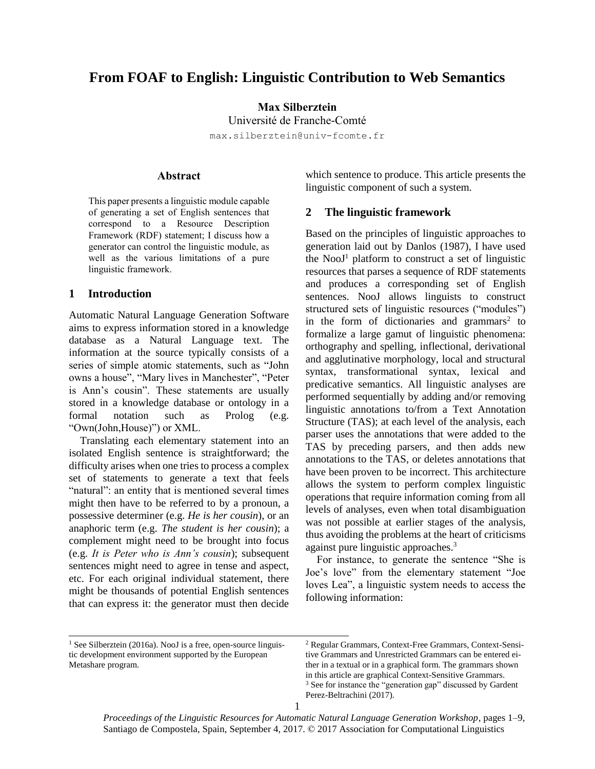# From FOAF to English: Linguistic Contribution to Web Semantics

**Max Silberztein**
Université de Franche-Comté
max.silberztein@univ-fcomte.fr

## Abstract

This paper presents a linguistic module capable of generating a set of English sentences that correspond to a Resource Description Framework (RDF) statement; I discuss how a generator can control the linguistic module, as well as the various limitations of a pure linguistic framework.

## 1 Introduction

Automatic Natural Language Generation Software aims to express information stored in a knowledge database as a Natural Language text. The information at the source typically consists of a series of simple atomic statements, such as "John owns a house", "Mary lives in Manchester", "Peter is Ann's cousin". These statements are usually stored in a knowledge database or ontology in a formal notation such as Prolog (e.g. "Own(John,House)") or XML.

Translating each elementary statement into an isolated English sentence is straightforward; the difficulty arises when one tries to process a complex set of statements to generate a text that feels "natural": an entity that is mentioned several times might then have to be referred to by a pronoun, a possessive determiner (e.g. *He is her cousin*), or an anaphoric term (e.g. *The student is her cousin*); a complement might need to be brought into focus (e.g. *It is Peter who is Ann's cousin*); subsequent sentences might need to agree in tense and aspect, etc. For each original individual statement, there might be thousands of potential English sentences that can express it: the generator must then decide which sentence to produce. This article presents the linguistic component of such a system.

## 2 The linguistic framework

Based on the principles of linguistic approaches to generation laid out by Danlos (1987), I have used the NooJ[1] platform to construct a set of linguistic resources that parses a sequence of RDF statements and produces a corresponding set of English sentences. NooJ allows linguists to construct structured sets of linguistic resources ("modules") in the form of dictionaries and grammars[2] to formalize a large gamut of linguistic phenomena: orthography and spelling, inflectional, derivational and agglutinative morphology, local and structural syntax, transformational syntax, lexical and predicative semantics. All linguistic analyses are performed sequentially by adding and/or removing linguistic annotations to/from a Text Annotation Structure (TAS); at each level of the analysis, each parser uses the annotations that were added to the TAS by preceding parsers, and then adds new annotations to the TAS, or deletes annotations that have been proven to be incorrect. This architecture allows the system to perform complex linguistic operations that require information coming from all levels of analyses, even when total disambiguation was not possible at earlier stages of the analysis, thus avoiding the problems at the heart of criticisms against pure linguistic approaches.[3]

For instance, to generate the sentence "She is Joe's love" from the elementary statement "Joe loves Lea", a linguistic system needs to access the following information:

---

[1] See Silberztein (2016a). NooJ is a free, open-source linguistic development environment supported by the European Metashare program.

[2] Regular Grammars, Context-Free Grammars, Context-Sensitive Grammars and Unrestricted Grammars can be entered either in a textual or in a graphical form. The grammars shown in this article are graphical Context-Sensitive Grammars.

[3] See for instance the "generation gap" discussed by Gardent Perez-Beltrachini (2017).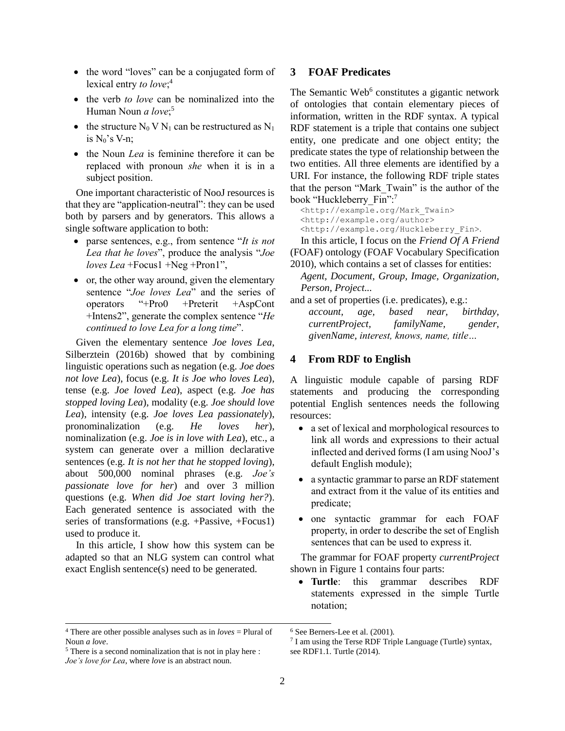- the word "loves" can be a conjugated form of lexical entry *to love*;[4]
- the verb *to love* can be nominalized into the Human Noun *a love*;[5]
- the structure $N_0$ V $N_1$ can be restructured as $N_1$ is $N_0$'s V-n;
- the Noun *Lea* is feminine therefore it can be replaced with pronoun *she* when it is in a subject position.

One important characteristic of NooJ resources is that they are "application-neutral": they can be used both by parsers and by generators. This allows a single software application to both:

- parse sentences, e.g., from sentence "*It is not Lea that he loves*", produce the analysis "*Joe loves Lea* +Focus1 +Neg +Pron1",
- or, the other way around, given the elementary sentence "*Joe loves Lea*" and the series of operators "+Pro0 +Preterit +AspCont +Intens2", generate the complex sentence "*He continued to love Lea for a long time*".

Given the elementary sentence *Joe loves Lea*, Silberztein (2016b) showed that by combining linguistic operations such as negation (e.g. *Joe does not love Lea*), focus (e.g. *It is Joe who loves Lea*), tense (e.g. *Joe loved Lea*), aspect (e.g. *Joe has stopped loving Lea*), modality (e.g. *Joe should love Lea*), intensity (e.g. *Joe loves Lea passionately*), pronominalization (e.g. *He loves her*), nominalization (e.g. *Joe is in love with Lea*), etc., a system can generate over a million declarative sentences (e.g. *It is not her that he stopped loving*), about 500,000 nominal phrases (e.g. *Joe's passionate love for her*) and over 3 million questions (e.g. *When did Joe start loving her?*). Each generated sentence is associated with the series of transformations (e.g. +Passive, +Focus1) used to produce it.

In this article, I show how this system can be adapted so that an NLG system can control what exact English sentence(s) need to be generated.

## 3 FOAF Predicates

The Semantic Web[6] constitutes a gigantic network of ontologies that contain elementary pieces of information, written in the RDF syntax. A typical RDF statement is a triple that contains one subject entity, one predicate and one object entity; the predicate states the type of relationship between the two entities. All three elements are identified by a URI. For instance, the following RDF triple states that the person "Mark_Twain" is the author of the book "Huckleberry_Fin":[7]

```
<http://example.org/Mark_Twain>
<http://example.org/author>
<http://example.org/Huckleberry_Fin>.
```

In this article, I focus on the *Friend Of A Friend* (FOAF) ontology (FOAF Vocabulary Specification 2010), which contains a set of classes for entities:

*Agent, Document, Group, Image, Organization, Person, Project...*

and a set of properties (i.e. predicates), e.g.:

*account, age, based near, birthday, currentProject, familyName, gender, givenName, interest, knows, name, title…*

## 4 From RDF to English

A linguistic module capable of parsing RDF statements and producing the corresponding potential English sentences needs the following resources:

- a set of lexical and morphological resources to link all words and expressions to their actual inflected and derived forms (I am using NooJ's default English module);
- a syntactic grammar to parse an RDF statement and extract from it the value of its entities and predicate;
- one syntactic grammar for each FOAF property, in order to describe the set of English sentences that can be used to express it.

The grammar for FOAF property *currentProject* shown in Figure 1 contains four parts:

- **Turtle**: this grammar describes RDF statements expressed in the simple Turtle notation;

---

[4] There are other possible analyses such as in *loves* = Plural of Noun *a love*.

[5] There is a second nominalization that is not in play here : *Joe's love for Lea*, where *love* is an abstract noun.

[6] See Berners-Lee et al. (2001).

[7] I am using the Terse RDF Triple Language (Turtle) syntax, see RDF1.1. Turtle (2014).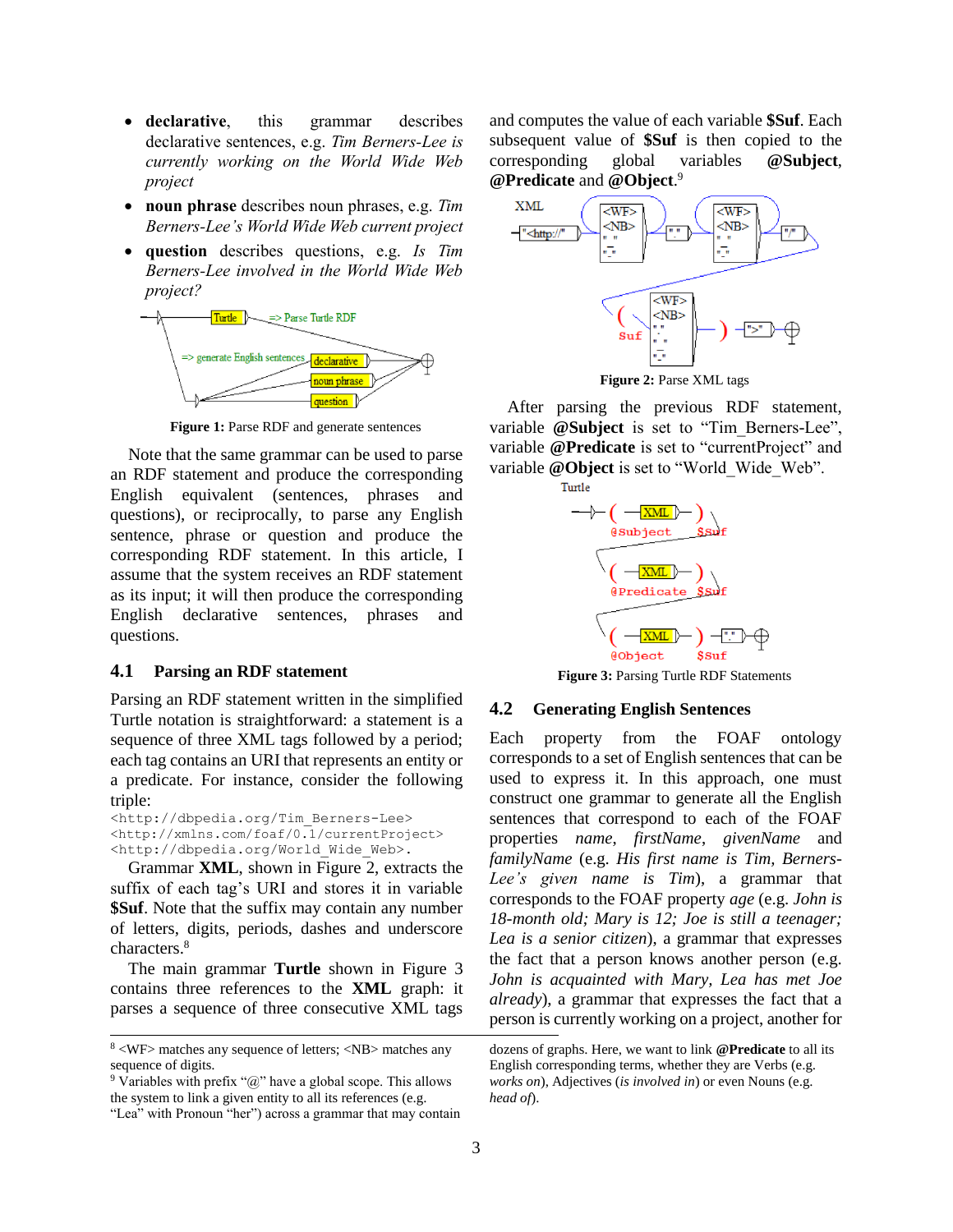- **declarative**, this grammar describes declarative sentences, e.g. *Tim Berners-Lee is currently working on the World Wide Web project*
- **noun phrase** describes noun phrases, e.g. *Tim Berners-Lee's World Wide Web current project*
- **question** describes questions, e.g. *Is Tim Berners-Lee involved in the World Wide Web project?*

**Figure 1:** Parse RDF and generate sentences

Note that the same grammar can be used to parse an RDF statement and produce the corresponding English equivalent (sentences, phrases and questions), or reciprocally, to parse any English sentence, phrase or question and produce the corresponding RDF statement. In this article, I assume that the system receives an RDF statement as its input; it will then produce the corresponding English declarative sentences, phrases and questions.

### 4.1 Parsing an RDF statement

Parsing an RDF statement written in the simplified Turtle notation is straightforward: a statement is a sequence of three XML tags followed by a period; each tag contains an URI that represents an entity or a predicate. For instance, consider the following triple:

```
<http://dbpedia.org/Tim_Berners-Lee>
<http://xmlns.com/foaf/0.1/currentProject>
<http://dbpedia.org/World_Wide_Web>.
```

Grammar **XML**, shown in Figure 2, extracts the suffix of each tag's URI and stores it in variable **$Suf**. Note that the suffix may contain any number of letters, digits, periods, dashes and underscore characters.[8]

The main grammar **Turtle** shown in Figure 3 contains three references to the **XML** graph: it parses a sequence of three consecutive XML tags and computes the value of each variable **$Suf**. Each subsequent value of **$Suf** is then copied to the corresponding global variables **@Subject**, **@Predicate** and **@Object**.[9]

**Figure 2:** Parse XML tags

After parsing the previous RDF statement, variable **@Subject** is set to "Tim_Berners-Lee", variable **@Predicate** is set to "currentProject" and variable **@Object** is set to "World_Wide_Web".

**Figure 3:** Parsing Turtle RDF Statements

### 4.2 Generating English Sentences

Each property from the FOAF ontology corresponds to a set of English sentences that can be used to express it. In this approach, one must construct one grammar to generate all the English sentences that correspond to each of the FOAF properties *name*, *firstName*, *givenName* and *familyName* (e.g. *His first name is Tim, Berners-Lee's given name is Tim*), a grammar that corresponds to the FOAF property *age* (e.g. *John is 18-month old; Mary is 12; Joe is still a teenager; Lea is a senior citizen*), a grammar that expresses the fact that a person knows another person (e.g. *John is acquainted with Mary, Lea has met Joe already*), a grammar that expresses the fact that a person is currently working on a project, another for dozens of graphs. Here, we want to link **@Predicate** to all its English corresponding terms, whether they are Verbs (e.g. *works on*), Adjectives (*is involved in*) or even Nouns (e.g. *head of*).

---

[8] <WF> matches any sequence of letters; <NB> matches any sequence of digits.

[9] Variables with prefix "@" have a global scope. This allows the system to link a given entity to all its references (e.g. "Lea" with Pronoun "her") across a grammar that may contain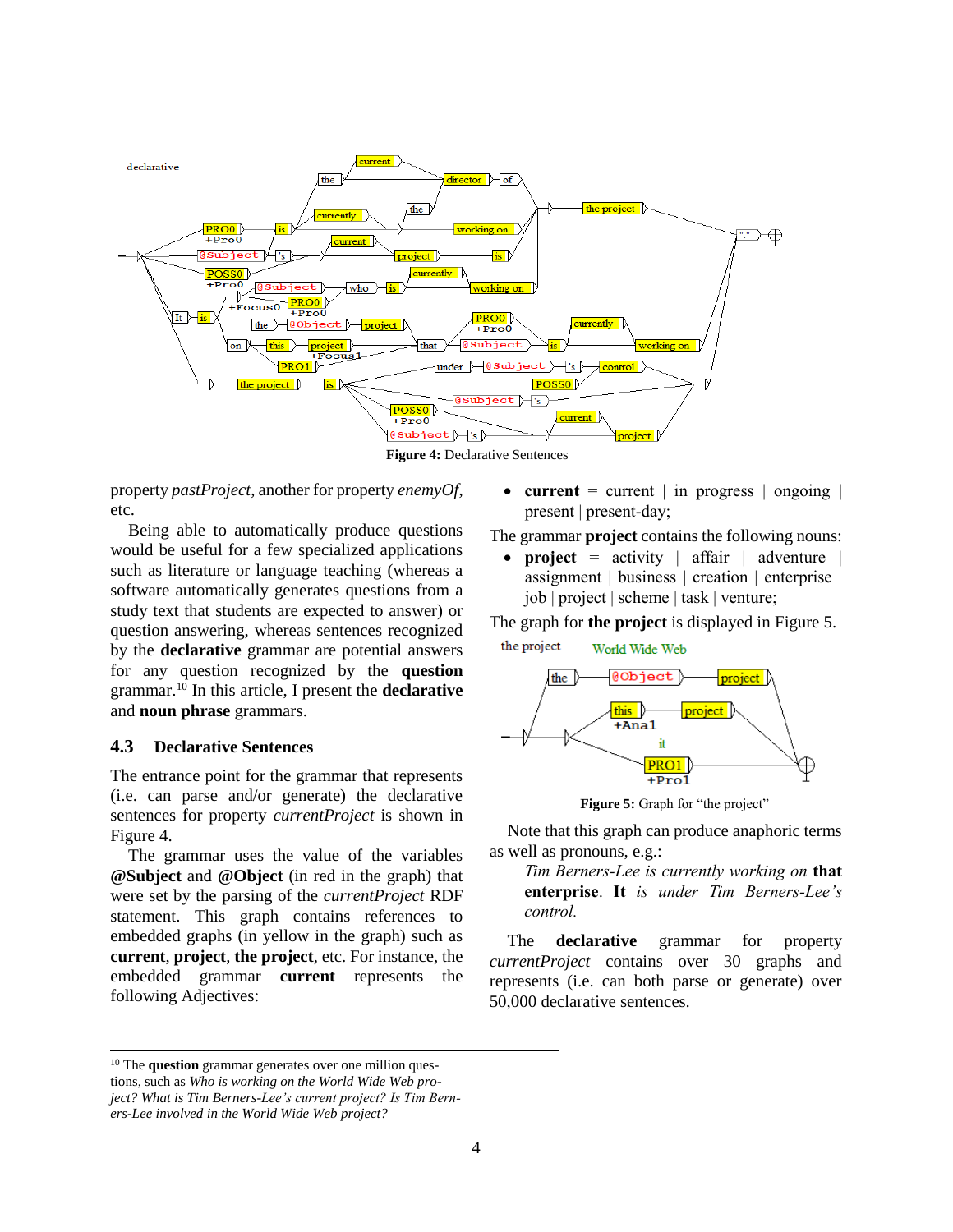Figure 4: Declarative Sentences

property *pastProject*, another for property *enemyOf*, etc.

Being able to automatically produce questions would be useful for a few specialized applications such as literature or language teaching (whereas a software automatically generates questions from a study text that students are expected to answer) or question answering, whereas sentences recognized by the **declarative** grammar are potential answers for any question recognized by the **question** grammar.[10] In this article, I present the **declarative** and **noun phrase** grammars.

### 4.3 Declarative Sentences

The entrance point for the grammar that represents (i.e. can parse and/or generate) the declarative sentences for property *currentProject* is shown in Figure 4.

The grammar uses the value of the variables **@Subject** and **@Object** (in red in the graph) that were set by the parsing of the *currentProject* RDF statement. This graph contains references to embedded graphs (in yellow in the graph) such as **current**, **project**, **the project**, etc. For instance, the embedded grammar **current** represents the following Adjectives:

- **current** = current | in progress | ongoing | present | present-day;

The grammar **project** contains the following nouns:

- **project** = activity | affair | adventure | assignment | business | creation | enterprise | job | project | scheme | task | venture;

The graph for **the project** is displayed in Figure 5.

Figure 5: Graph for "the project"

Note that this graph can produce anaphoric terms as well as pronouns, e.g.:

> *Tim Berners-Lee is currently working on* **that enterprise**. **It** *is under Tim Berners-Lee's control.*

The **declarative** grammar for property *currentProject* contains over 30 graphs and represents (i.e. can both parse or generate) over 50,000 declarative sentences.

---

[10] The **question** grammar generates over one million questions, such as *Who is working on the World Wide Web project? What is Tim Berners-Lee's current project? Is Tim Berners-Lee involved in the World Wide Web project?*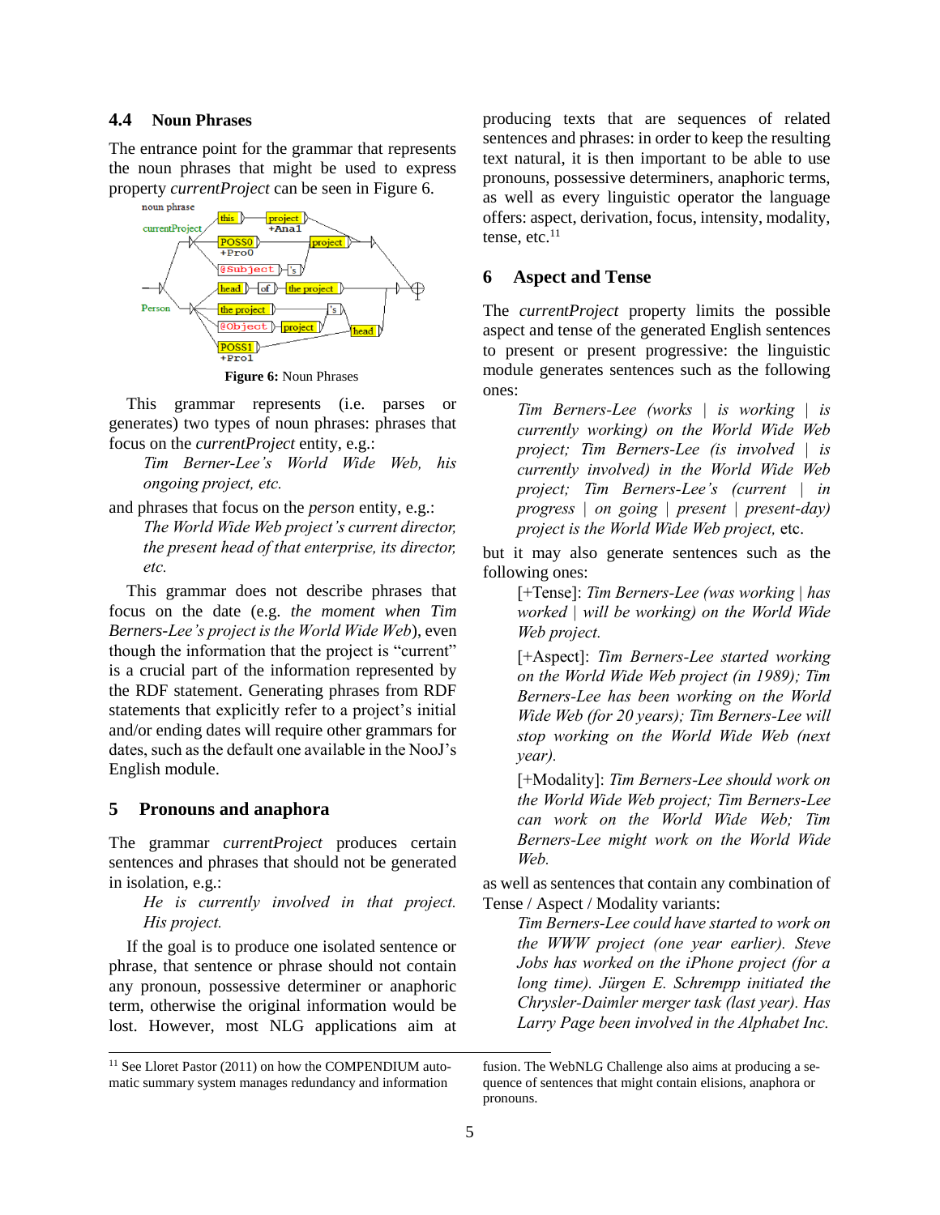### 4.4 Noun Phrases

The entrance point for the grammar that represents the noun phrases that might be used to express property *currentProject* can be seen in Figure 6.

**Figure 6:** Noun Phrases

This grammar represents (i.e. parses or generates) two types of noun phrases: phrases that focus on the *currentProject* entity, e.g.:

> *Tim Berner-Lee's World Wide Web, his ongoing project, etc.*

and phrases that focus on the *person* entity, e.g.:

> *The World Wide Web project's current director, the present head of that enterprise, its director, etc.*

This grammar does not describe phrases that focus on the date (e.g. *the moment when Tim Berners-Lee's project is the World Wide Web*), even though the information that the project is "current" is a crucial part of the information represented by the RDF statement. Generating phrases from RDF statements that explicitly refer to a project's initial and/or ending dates will require other grammars for dates, such as the default one available in the NooJ's English module.

## 5 Pronouns and anaphora

The grammar *currentProject* produces certain sentences and phrases that should not be generated in isolation, e.g.:

> *He is currently involved in that project. His project.*

If the goal is to produce one isolated sentence or phrase, that sentence or phrase should not contain any pronoun, possessive determiner or anaphoric term, otherwise the original information would be lost. However, most NLG applications aim at producing texts that are sequences of related sentences and phrases: in order to keep the resulting text natural, it is then important to be able to use pronouns, possessive determiners, anaphoric terms, as well as every linguistic operator the language offers: aspect, derivation, focus, intensity, modality, tense, etc.[11]

## 6 Aspect and Tense

The *currentProject* property limits the possible aspect and tense of the generated English sentences to present or present progressive: the linguistic module generates sentences such as the following ones:

> *Tim Berners-Lee (works | is working | is currently working) on the World Wide Web project; Tim Berners-Lee (is involved | is currently involved) in the World Wide Web project; Tim Berners-Lee's (current | in progress | on going | present | present-day) project is the World Wide Web project,* etc.

but it may also generate sentences such as the following ones:

> [+Tense]: *Tim Berners-Lee (was working | has worked | will be working) on the World Wide Web project.*
>
> [+Aspect]: *Tim Berners-Lee started working on the World Wide Web project (in 1989); Tim Berners-Lee has been working on the World Wide Web (for 20 years); Tim Berners-Lee will stop working on the World Wide Web (next year).*
>
> [+Modality]: *Tim Berners-Lee should work on the World Wide Web project; Tim Berners-Lee can work on the World Wide Web; Tim Berners-Lee might work on the World Wide Web.*

as well as sentences that contain any combination of Tense / Aspect / Modality variants:

> *Tim Berners-Lee could have started to work on the WWW project (one year earlier). Steve Jobs has worked on the iPhone project (for a long time). Jürgen E. Schrempp initiated the Chrysler-Daimler merger task (last year). Has Larry Page been involved in the Alphabet Inc.*

---

[11] See Lloret Pastor (2011) on how the COMPENDIUM automatic summary system manages redundancy and information fusion. The WebNLG Challenge also aims at producing a sequence of sentences that might contain elisions, anaphora or pronouns.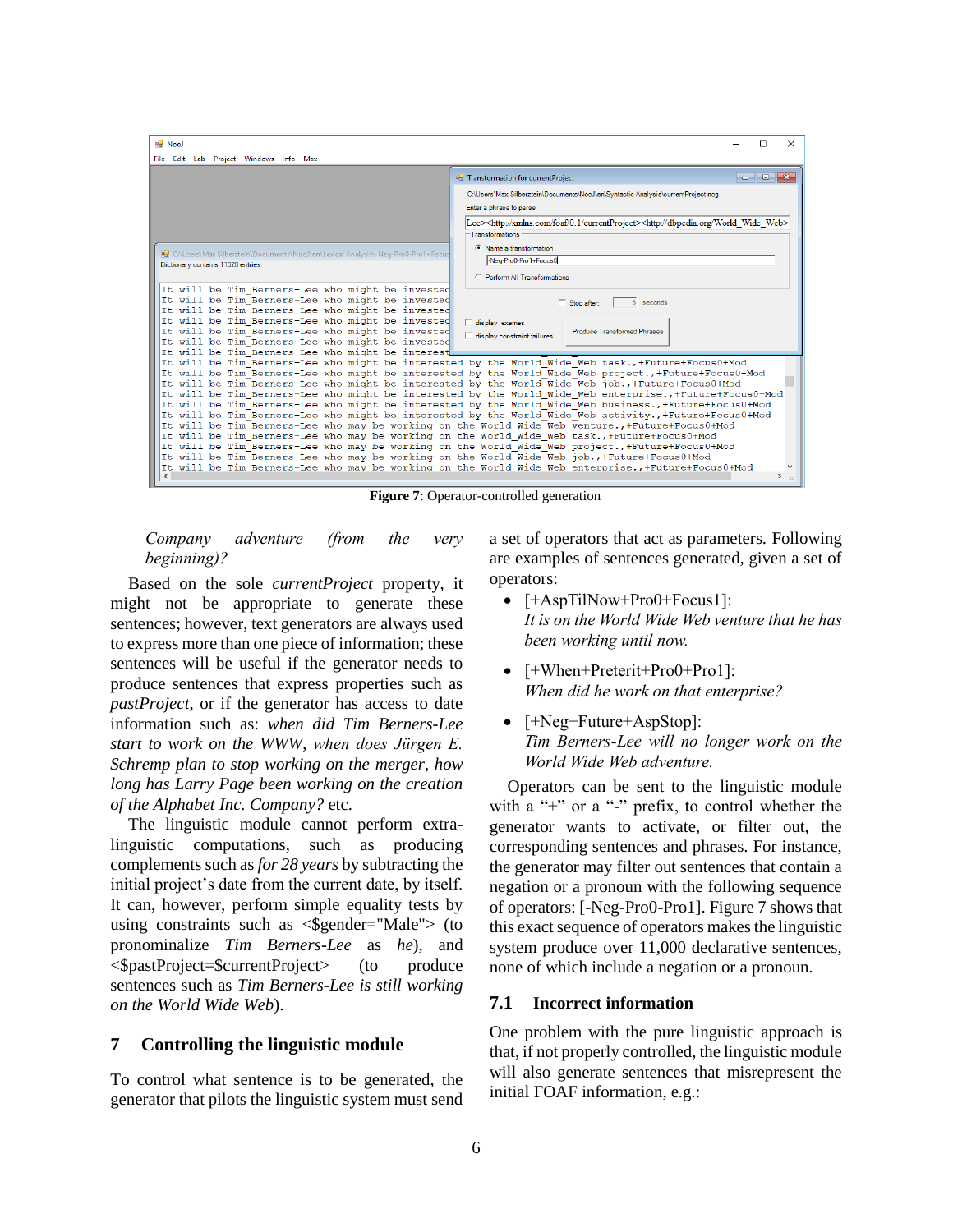Figure 7: Operator-controlled generation

*Company adventure (from the very beginning)?*

Based on the sole *currentProject* property, it might not be appropriate to generate these sentences; however, text generators are always used to express more than one piece of information; these sentences will be useful if the generator needs to produce sentences that express properties such as *pastProject*, or if the generator has access to date information such as: *when did Tim Berners-Lee start to work on the WWW*, *when does Jürgen E. Schremp plan to stop working on the merger*, *how long has Larry Page been working on the creation of the Alphabet Inc. Company?* etc.

The linguistic module cannot perform extra-linguistic computations, such as producing complements such as *for 28 years* by subtracting the initial project's date from the current date, by itself. It can, however, perform simple equality tests by using constraints such as <$gender="Male"> (to pronominalize *Tim Berners-Lee* as *he*), and <$pastProject=$currentProject> (to produce sentences such as *Tim Berners-Lee is still working on the World Wide Web*).

## 7 Controlling the linguistic module

To control what sentence is to be generated, the generator that pilots the linguistic system must send a set of operators that act as parameters. Following are examples of sentences generated, given a set of operators:

- [+AspTilNow+Pro0+Focus1]: *It is on the World Wide Web venture that he has been working until now.*
- [+When+Preterit+Pro0+Pro1]: *When did he work on that enterprise?*
- [+Neg+Future+AspStop]: *Tim Berners-Lee will no longer work on the World Wide Web adventure.*

Operators can be sent to the linguistic module with a "+" or a "-" prefix, to control whether the generator wants to activate, or filter out, the corresponding sentences and phrases. For instance, the generator may filter out sentences that contain a negation or a pronoun with the following sequence of operators: [-Neg-Pro0-Pro1]. Figure 7 shows that this exact sequence of operators makes the linguistic system produce over 11,000 declarative sentences, none of which include a negation or a pronoun.

### 7.1 Incorrect information

One problem with the pure linguistic approach is that, if not properly controlled, the linguistic module will also generate sentences that misrepresent the initial FOAF information, e.g.: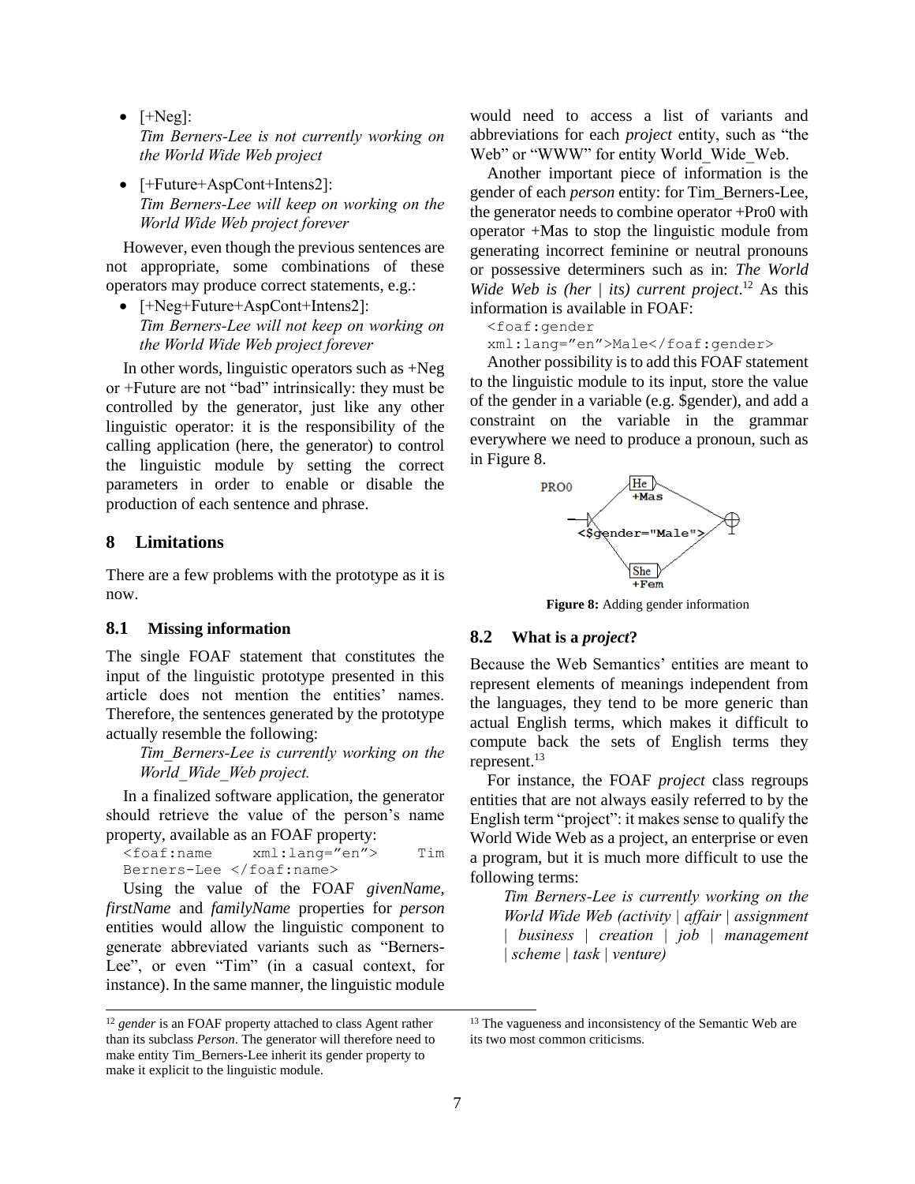- [+Neg]:
  *Tim Berners-Lee is not currently working on the World Wide Web project*

- [+Future+AspCont+Intens2]:
  *Tim Berners-Lee will keep on working on the World Wide Web project forever*

However, even though the previous sentences are not appropriate, some combinations of these operators may produce correct statements, e.g.:

- [+Neg+Future+AspCont+Intens2]:
  *Tim Berners-Lee will not keep on working on the World Wide Web project forever*

In other words, linguistic operators such as +Neg or +Future are not "bad" intrinsically: they must be controlled by the generator, just like any other linguistic operator: it is the responsibility of the calling application (here, the generator) to control the linguistic module by setting the correct parameters in order to enable or disable the production of each sentence and phrase.

## 8 Limitations

There are a few problems with the prototype as it is now.

### 8.1 Missing information

The single FOAF statement that constitutes the input of the linguistic prototype presented in this article does not mention the entities' names. Therefore, the sentences generated by the prototype actually resemble the following:

> *Tim_Berners-Lee is currently working on the World_Wide_Web project.*

In a finalized software application, the generator should retrieve the value of the person's name property, available as an FOAF property:

```
<foaf:name xml:lang="en"> Tim Berners-Lee </foaf:name>
```

Using the value of the FOAF *givenName*, *firstName* and *familyName* properties for *person* entities would allow the linguistic component to generate abbreviated variants such as "Berners-Lee", or even "Tim" (in a casual context, for instance). In the same manner, the linguistic module would need to access a list of variants and abbreviations for each *project* entity, such as "the Web" or "WWW" for entity World_Wide_Web.

Another important piece of information is the gender of each *person* entity: for Tim_Berners-Lee, the generator needs to combine operator +Pro0 with operator +Mas to stop the linguistic module from generating incorrect feminine or neutral pronouns or possessive determiners such as in: *The World Wide Web is (her | its) current project*.[12] As this information is available in FOAF:

```
<foaf:gender xml:lang="en">Male</foaf:gender>
```

Another possibility is to add this FOAF statement to the linguistic module to its input, store the value of the gender in a variable (e.g. $gender), and add a constraint on the variable in the grammar everywhere we need to produce a pronoun, such as in Figure 8.

**Figure 8:** Adding gender information

### 8.2 What is a *project*?

Because the Web Semantics' entities are meant to represent elements of meanings independent from the languages, they tend to be more generic than actual English terms, which makes it difficult to compute back the sets of English terms they represent.[13]

For instance, the FOAF *project* class regroups entities that are not always easily referred to by the English term "project": it makes sense to qualify the World Wide Web as a project, an enterprise or even a program, but it is much more difficult to use the following terms:

> *Tim Berners-Lee is currently working on the World Wide Web (activity | affair | assignment | business | creation | job | management | scheme | task | venture)*

---

[12] *gender* is an FOAF property attached to class Agent rather than its subclass *Person*. The generator will therefore need to make entity Tim_Berners-Lee inherit its gender property to make it explicit to the linguistic module.

[13] The vagueness and inconsistency of the Semantic Web are its two most common criticisms.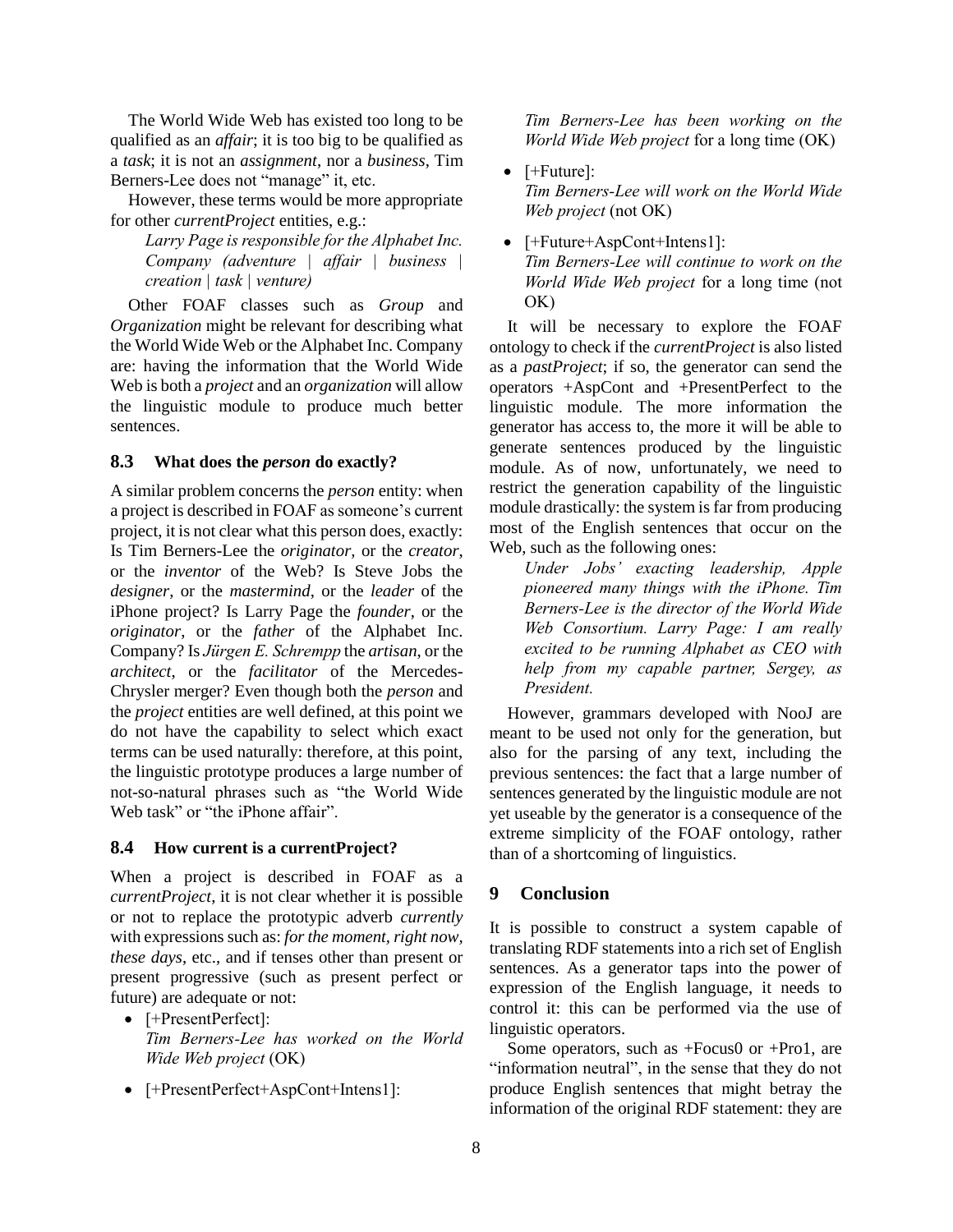The World Wide Web has existed too long to be qualified as an *affair*; it is too big to be qualified as a *task*; it is not an *assignment*, nor a *business*, Tim Berners-Lee does not "manage" it, etc.

However, these terms would be more appropriate for other *currentProject* entities, e.g.:

> *Larry Page is responsible for the Alphabet Inc. Company (adventure | affair | business | creation | task | venture)*

Other FOAF classes such as *Group* and *Organization* might be relevant for describing what the World Wide Web or the Alphabet Inc. Company are: having the information that the World Wide Web is both a *project* and an *organization* will allow the linguistic module to produce much better sentences.

### 8.3 What does the *person* do exactly?

A similar problem concerns the *person* entity: when a project is described in FOAF as someone's current project, it is not clear what this person does, exactly: Is Tim Berners-Lee the *originator*, or the *creator*, or the *inventor* of the Web? Is Steve Jobs the *designer*, or the *mastermind*, or the *leader* of the iPhone project? Is Larry Page the *founder*, or the *originator*, or the *father* of the Alphabet Inc. Company? Is *Jürgen E. Schrempp* the *artisan*, or the *architect*, or the *facilitator* of the Mercedes-Chrysler merger? Even though both the *person* and the *project* entities are well defined, at this point we do not have the capability to select which exact terms can be used naturally: therefore, at this point, the linguistic prototype produces a large number of not-so-natural phrases such as "the World Wide Web task" or "the iPhone affair".

### 8.4 How current is a currentProject?

When a project is described in FOAF as a *currentProject*, it is not clear whether it is possible or not to replace the prototypic adverb *currently* with expressions such as: *for the moment*, *right now*, *these days*, etc., and if tenses other than present or present progressive (such as present perfect or future) are adequate or not:

- [+PresentPerfect]:
  *Tim Berners-Lee has worked on the World Wide Web project* (OK)
- [+PresentPerfect+AspCont+Intens1]:
  *Tim Berners-Lee has been working on the World Wide Web project* for a long time (OK)
- [+Future]:
  *Tim Berners-Lee will work on the World Wide Web project* (not OK)
- [+Future+AspCont+Intens1]:
  *Tim Berners-Lee will continue to work on the World Wide Web project* for a long time (not OK)

It will be necessary to explore the FOAF ontology to check if the *currentProject* is also listed as a *pastProject*; if so, the generator can send the operators +AspCont and +PresentPerfect to the linguistic module. The more information the generator has access to, the more it will be able to generate sentences produced by the linguistic module. As of now, unfortunately, we need to restrict the generation capability of the linguistic module drastically: the system is far from producing most of the English sentences that occur on the Web, such as the following ones:

> *Under Jobs' exacting leadership, Apple pioneered many things with the iPhone. Tim Berners-Lee is the director of the World Wide Web Consortium. Larry Page: I am really excited to be running Alphabet as CEO with help from my capable partner, Sergey, as President.*

However, grammars developed with NooJ are meant to be used not only for the generation, but also for the parsing of any text, including the previous sentences: the fact that a large number of sentences generated by the linguistic module are not yet useable by the generator is a consequence of the extreme simplicity of the FOAF ontology, rather than of a shortcoming of linguistics.

## 9 Conclusion

It is possible to construct a system capable of translating RDF statements into a rich set of English sentences. As a generator taps into the power of expression of the English language, it needs to control it: this can be performed via the use of linguistic operators.

Some operators, such as +Focus0 or +Pro1, are "information neutral", in the sense that they do not produce English sentences that might betray the information of the original RDF statement: they are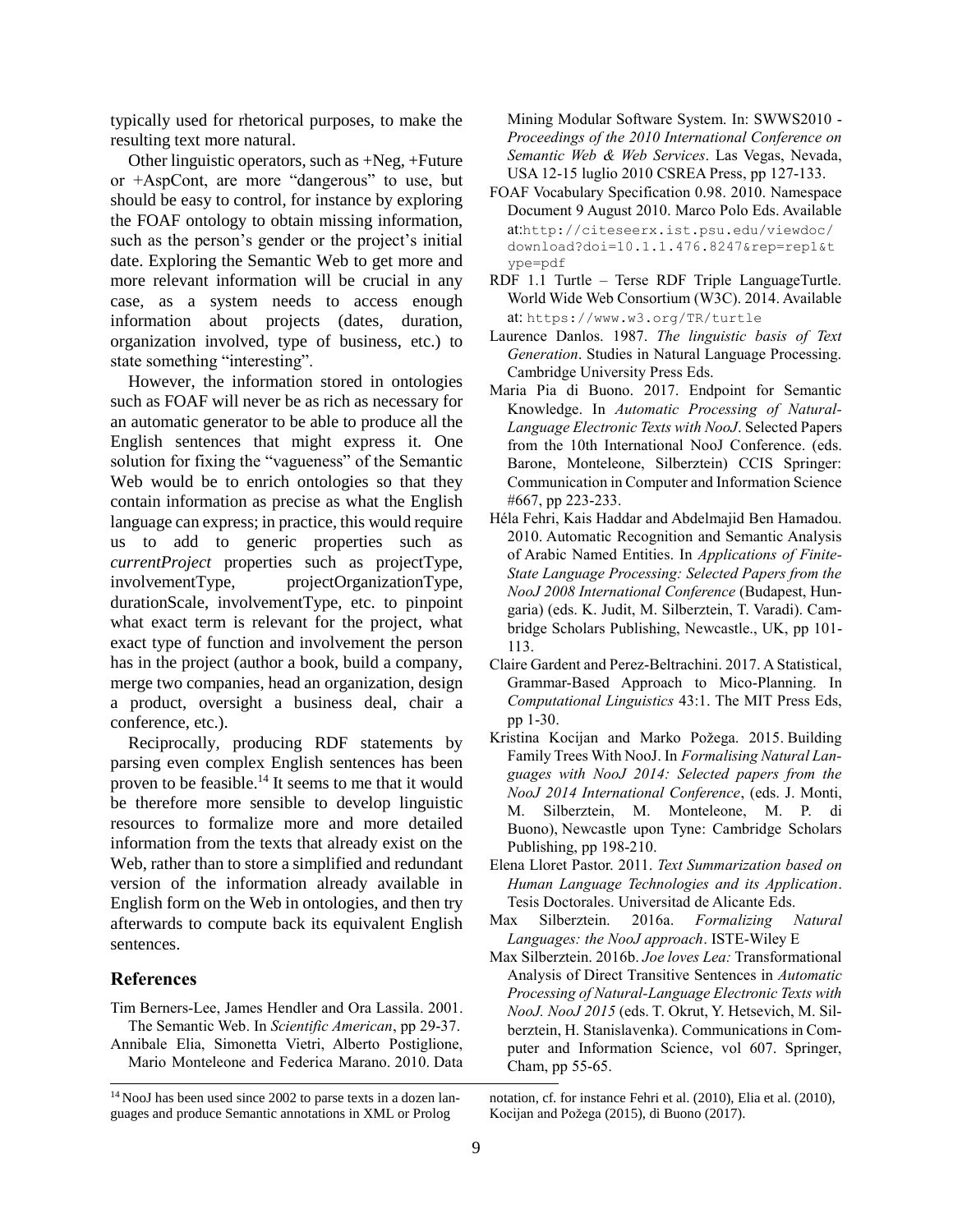typically used for rhetorical purposes, to make the resulting text more natural.

Other linguistic operators, such as +Neg, +Future or +AspCont, are more "dangerous" to use, but should be easy to control, for instance by exploring the FOAF ontology to obtain missing information, such as the person's gender or the project's initial date. Exploring the Semantic Web to get more and more relevant information will be crucial in any case, as a system needs to access enough information about projects (dates, duration, organization involved, type of business, etc.) to state something "interesting".

However, the information stored in ontologies such as FOAF will never be as rich as necessary for an automatic generator to be able to produce all the English sentences that might express it. One solution for fixing the "vagueness" of the Semantic Web would be to enrich ontologies so that they contain information as precise as what the English language can express; in practice, this would require us to add to generic properties such as *currentProject* properties such as projectType, involvementType, projectOrganizationType, durationScale, involvementType, etc. to pinpoint what exact term is relevant for the project, what exact type of function and involvement the person has in the project (author a book, build a company, merge two companies, head an organization, design a product, oversight a business deal, chair a conference, etc.).

Reciprocally, producing RDF statements by parsing even complex English sentences has been proven to be feasible.[14] It seems to me that it would be therefore more sensible to develop linguistic resources to formalize more and more detailed information from the texts that already exist on the Web, rather than to store a simplified and redundant version of the information already available in English form on the Web in ontologies, and then try afterwards to compute back its equivalent English sentences.

## References

Tim Berners-Lee, James Hendler and Ora Lassila. 2001. The Semantic Web. In *Scientific American*, pp 29-37.

Annibale Elia, Simonetta Vietri, Alberto Postiglione, Mario Monteleone and Federica Marano. 2010. Data Mining Modular Software System. In: SWWS2010 - *Proceedings of the 2010 International Conference on Semantic Web & Web Services*. Las Vegas, Nevada, USA 12-15 luglio 2010 CSREA Press, pp 127-133.

FOAF Vocabulary Specification 0.98. 2010. Namespace Document 9 August 2010. Marco Polo Eds. Available at:http://citeseerx.ist.psu.edu/viewdoc/download?doi=10.1.1.476.8247&rep=rep1&type=pdf

RDF 1.1 Turtle – Terse RDF Triple LanguageTurtle. World Wide Web Consortium (W3C). 2014. Available at: https://www.w3.org/TR/turtle

Laurence Danlos. 1987. *The linguistic basis of Text Generation*. Studies in Natural Language Processing. Cambridge University Press Eds.

Maria Pia di Buono. 2017. Endpoint for Semantic Knowledge. In *Automatic Processing of Natural-Language Electronic Texts with NooJ*. Selected Papers from the 10th International NooJ Conference. (eds. Barone, Monteleone, Silberztein) CCIS Springer: Communication in Computer and Information Science #667, pp 223-233.

Héla Fehri, Kais Haddar and Abdelmajid Ben Hamadou. 2010. Automatic Recognition and Semantic Analysis of Arabic Named Entities. In *Applications of Finite-State Language Processing: Selected Papers from the NooJ 2008 International Conference* (Budapest, Hungaria) (eds. K. Judit, M. Silberztein, T. Varadi). Cambridge Scholars Publishing, Newcastle., UK, pp 101-113.

Claire Gardent and Perez-Beltrachini. 2017. A Statistical, Grammar-Based Approach to Mico-Planning. In *Computational Linguistics* 43:1. The MIT Press Eds, pp 1-30.

Kristina Kocijan and Marko Požega. 2015. Building Family Trees With NooJ. In *Formalising Natural Languages with NooJ 2014: Selected papers from the NooJ 2014 International Conference*, (eds. J. Monti, M. Silberztein, M. Monteleone, M. P. di Buono), Newcastle upon Tyne: Cambridge Scholars Publishing, pp 198-210.

Elena Lloret Pastor. 2011. *Text Summarization based on Human Language Technologies and its Application*. Tesis Doctorales. Universitad de Alicante Eds.

Max Silberztein. 2016a. *Formalizing Natural Languages: the NooJ approach*. ISTE-Wiley E

Max Silberztein. 2016b. *Joe loves Lea:* Transformational Analysis of Direct Transitive Sentences in *Automatic Processing of Natural-Language Electronic Texts with NooJ. NooJ 2015* (eds. T. Okrut, Y. Hetsevich, M. Silberztein, H. Stanislavenka). Communications in Computer and Information Science, vol 607. Springer, Cham, pp 55-65.

---

[14] NooJ has been used since 2002 to parse texts in a dozen languages and produce Semantic annotations in XML or Prolog notation, cf. for instance Fehri et al. (2010), Elia et al. (2010), Kocijan and Požega (2015), di Buono (2017).